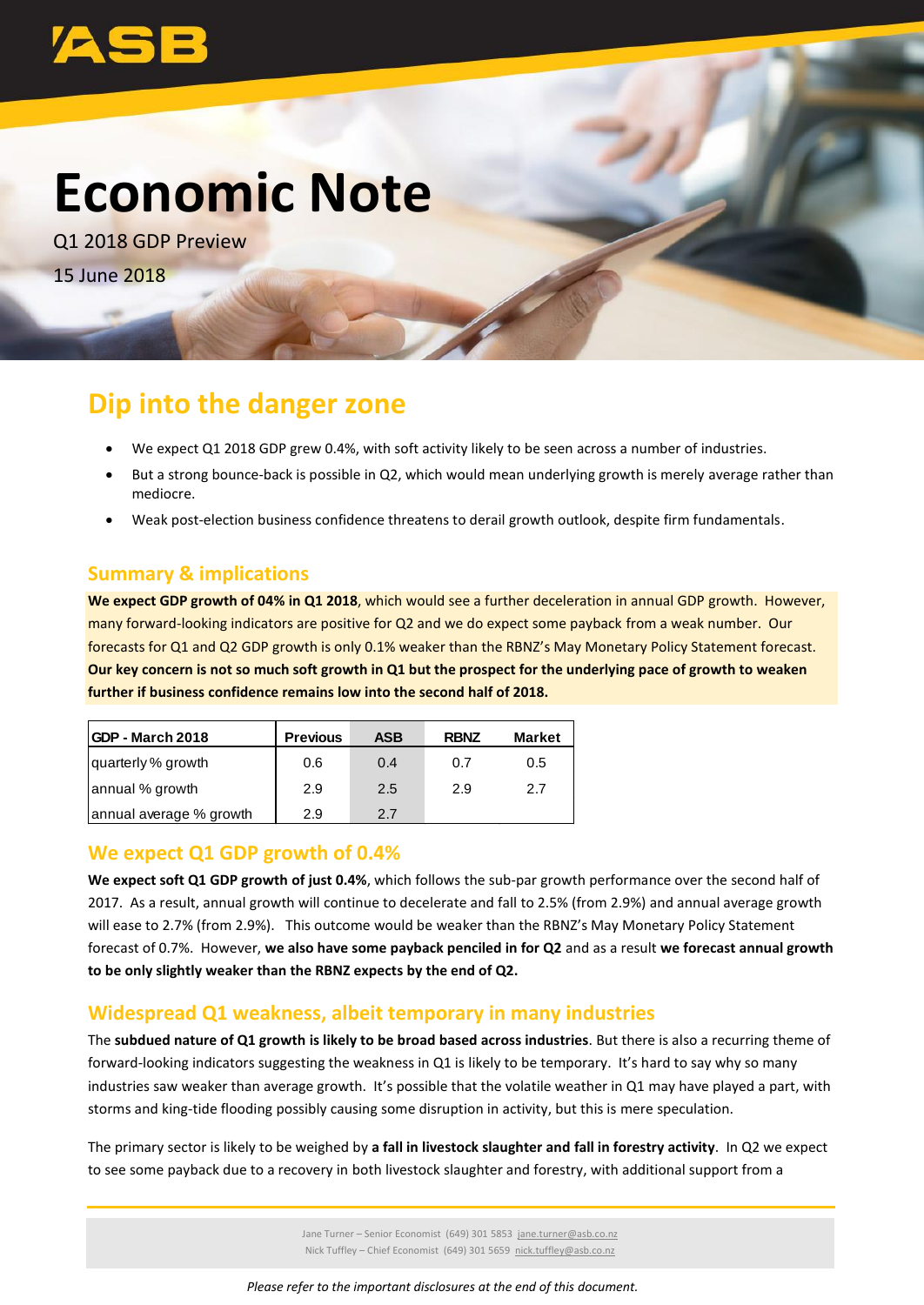# Economic Note

Q1 2018 GDP Preview

15 June 2018

## Dip into the danger zone

- We expect Q1 2018 GDP grew 0.4%, with soft activity likely to be seen across a number of industries.
- But a strong bounce-back is possible in Q2, which would mean underlying growth is merely average rather than mediocre.
- Weak post-election business confidence threatens to derail growth outlook, despite firm fundamentals.

### Summary & implications

**We expect GDP growth of 04% in Q1 2018**, which would see a further deceleration in annual GDP growth. However, many forward-looking indicators are positive for Q2 and we do expect some payback from a weak number. Our forecasts for Q1 and Q2 GDP growth is only 0.1% weaker than the RBNZ's May Monetary Policy Statement forecast. **Our key concern is not so much soft growth in Q1 but the prospect for the underlying pace of growth to weaken further if business confidence remains low into the second half of 2018.**

| GDP - March 2018 | Previous | ASB | RBNZ | Market |
|---|---|---|---|---|
| quarterly % growth | 0.6 | 0.4 | 0.7 | 0.5 |
| annual % growth | 2.9 | 2.5 | 2.9 | 2.7 |
| annual average % growth | 2.9 | 2.7 | | |

### We expect Q1 GDP growth of 0.4%

**We expect soft Q1 GDP growth of just 0.4%**, which follows the sub-par growth performance over the second half of 2017. As a result, annual growth will continue to decelerate and fall to 2.5% (from 2.9%) and annual average growth will ease to 2.7% (from 2.9%). This outcome would be weaker than the RBNZ's May Monetary Policy Statement forecast of 0.7%. However, **we also have some payback penciled in for Q2** and as a result **we forecast annual growth to be only slightly weaker than the RBNZ expects by the end of Q2.**

### Widespread Q1 weakness, albeit temporary in many industries

The **subdued nature of Q1 growth is likely to be broad based across industries**. But there is also a recurring theme of forward-looking indicators suggesting the weakness in Q1 is likely to be temporary. It's hard to say why so many industries saw weaker than average growth. It's possible that the volatile weather in Q1 may have played a part, with storms and king-tide flooding possibly causing some disruption in activity, but this is mere speculation.

The primary sector is likely to be weighed by **a fall in livestock slaughter and fall in forestry activity**. In Q2 we expect to see some payback due to a recovery in both livestock slaughter and forestry, with additional support from a

Jane Turner – Senior Economist (649) 301 5853 jane.turner@asb.co.nz
Nick Tuffley – Chief Economist (649) 301 5659 nick.tuffley@asb.co.nz

*Please refer to the important disclosures at the end of this document.*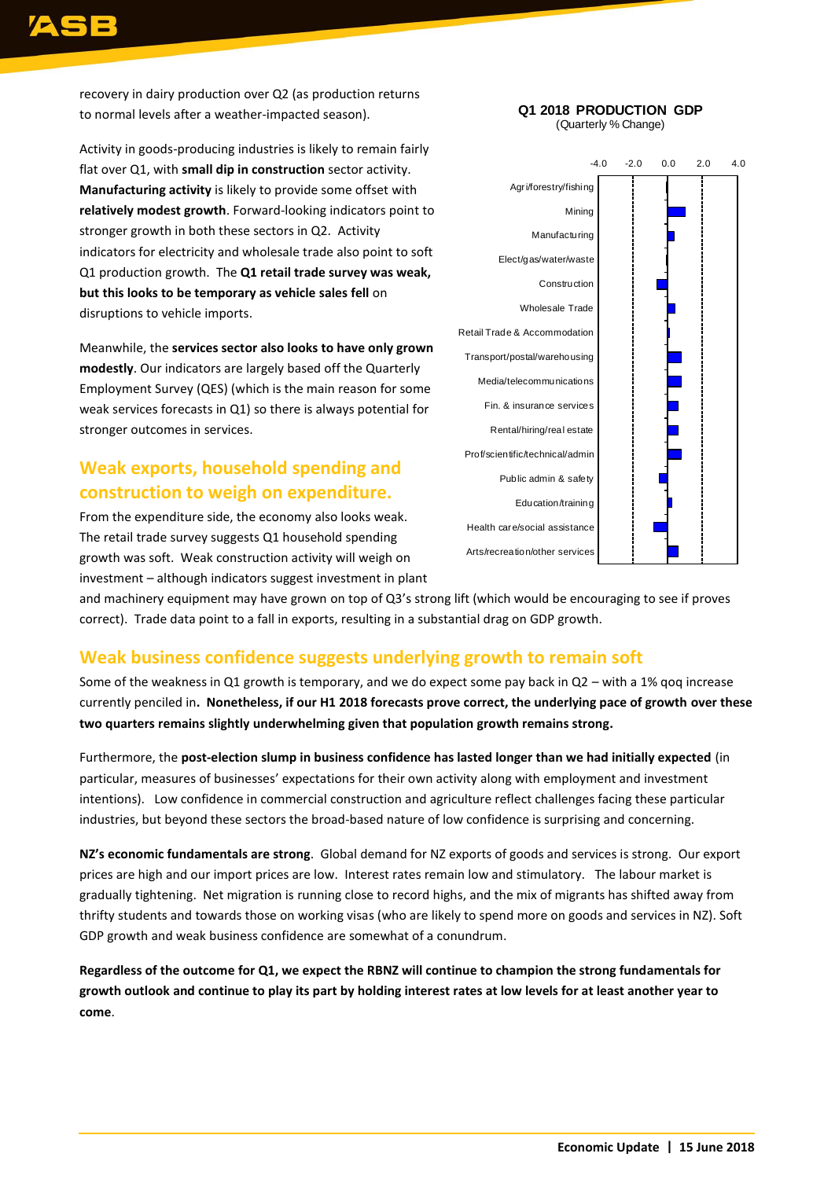recovery in dairy production over Q2 (as production returns to normal levels after a weather-impacted season).

Activity in goods-producing industries is likely to remain fairly flat over Q1, with **small dip in construction** sector activity. **Manufacturing activity** is likely to provide some offset with **relatively modest growth**. Forward-looking indicators point to stronger growth in both these sectors in Q2. Activity indicators for electricity and wholesale trade also point to soft Q1 production growth. The **Q1 retail trade survey was weak, but this looks to be temporary as vehicle sales fell** on disruptions to vehicle imports.

Meanwhile, the **services sector also looks to have only grown modestly**. Our indicators are largely based off the Quarterly Employment Survey (QES) (which is the main reason for some weak services forecasts in Q1) so there is always potential for stronger outcomes in services.

**Q1 2018 PRODUCTION GDP**
(Quarterly % Change)

## Weak exports, household spending and construction to weigh on expenditure.

From the expenditure side, the economy also looks weak. The retail trade survey suggests Q1 household spending growth was soft. Weak construction activity will weigh on investment – although indicators suggest investment in plant and machinery equipment may have grown on top of Q3's strong lift (which would be encouraging to see if proves correct). Trade data point to a fall in exports, resulting in a substantial drag on GDP growth.

## Weak business confidence suggests underlying growth to remain soft

Some of the weakness in Q1 growth is temporary, and we do expect some pay back in Q2 – with a 1% qoq increase currently penciled in**. Nonetheless, if our H1 2018 forecasts prove correct, the underlying pace of growth over these two quarters remains slightly underwhelming given that population growth remains strong.**

Furthermore, the **post-election slump in business confidence has lasted longer than we had initially expected** (in particular, measures of businesses' expectations for their own activity along with employment and investment intentions). Low confidence in commercial construction and agriculture reflect challenges facing these particular industries, but beyond these sectors the broad-based nature of low confidence is surprising and concerning.

**NZ's economic fundamentals are strong**. Global demand for NZ exports of goods and services is strong. Our export prices are high and our import prices are low. Interest rates remain low and stimulatory. The labour market is gradually tightening. Net migration is running close to record highs, and the mix of migrants has shifted away from thrifty students and towards those on working visas (who are likely to spend more on goods and services in NZ). Soft GDP growth and weak business confidence are somewhat of a conundrum.

**Regardless of the outcome for Q1, we expect the RBNZ will continue to champion the strong fundamentals for growth outlook and continue to play its part by holding interest rates at low levels for at least another year to come**.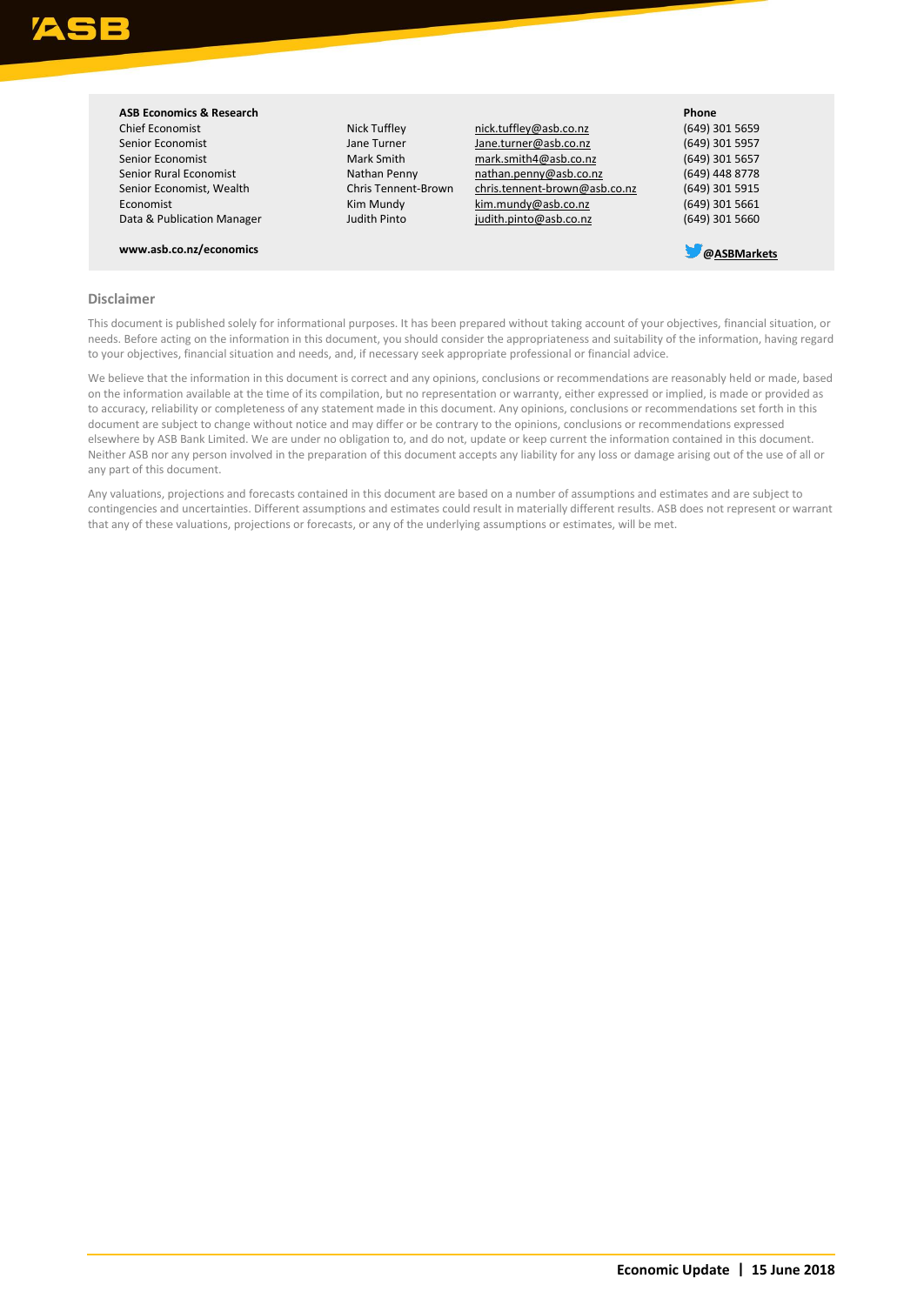| ASB Economics & Research | | | Phone |
| --- | --- | --- | --- |
| Chief Economist | Nick Tuffley | nick.tuffley@asb.co.nz | (649) 301 5659 |
| Senior Economist | Jane Turner | Jane.turner@asb.co.nz | (649) 301 5957 |
| Senior Economist | Mark Smith | mark.smith4@asb.co.nz | (649) 301 5657 |
| Senior Rural Economist | Nathan Penny | nathan.penny@asb.co.nz | (649) 448 8778 |
| Senior Economist, Wealth | Chris Tennent-Brown | chris.tennent-brown@asb.co.nz | (649) 301 5915 |
| Economist | Kim Mundy | kim.mundy@asb.co.nz | (649) 301 5661 |
| Data & Publication Manager | Judith Pinto | judith.pinto@asb.co.nz | (649) 301 5660 |

**www.asb.co.nz/economics**

**@ASBMarkets**

## Disclaimer

This document is published solely for informational purposes. It has been prepared without taking account of your objectives, financial situation, or needs. Before acting on the information in this document, you should consider the appropriateness and suitability of the information, having regard to your objectives, financial situation and needs, and, if necessary seek appropriate professional or financial advice.

We believe that the information in this document is correct and any opinions, conclusions or recommendations are reasonably held or made, based on the information available at the time of its compilation, but no representation or warranty, either expressed or implied, is made or provided as to accuracy, reliability or completeness of any statement made in this document. Any opinions, conclusions or recommendations set forth in this document are subject to change without notice and may differ or be contrary to the opinions, conclusions or recommendations expressed elsewhere by ASB Bank Limited. We are under no obligation to, and do not, update or keep current the information contained in this document. Neither ASB nor any person involved in the preparation of this document accepts any liability for any loss or damage arising out of the use of all or any part of this document.

Any valuations, projections and forecasts contained in this document are based on a number of assumptions and estimates and are subject to contingencies and uncertainties. Different assumptions and estimates could result in materially different results. ASB does not represent or warrant that any of these valuations, projections or forecasts, or any of the underlying assumptions or estimates, will be met.